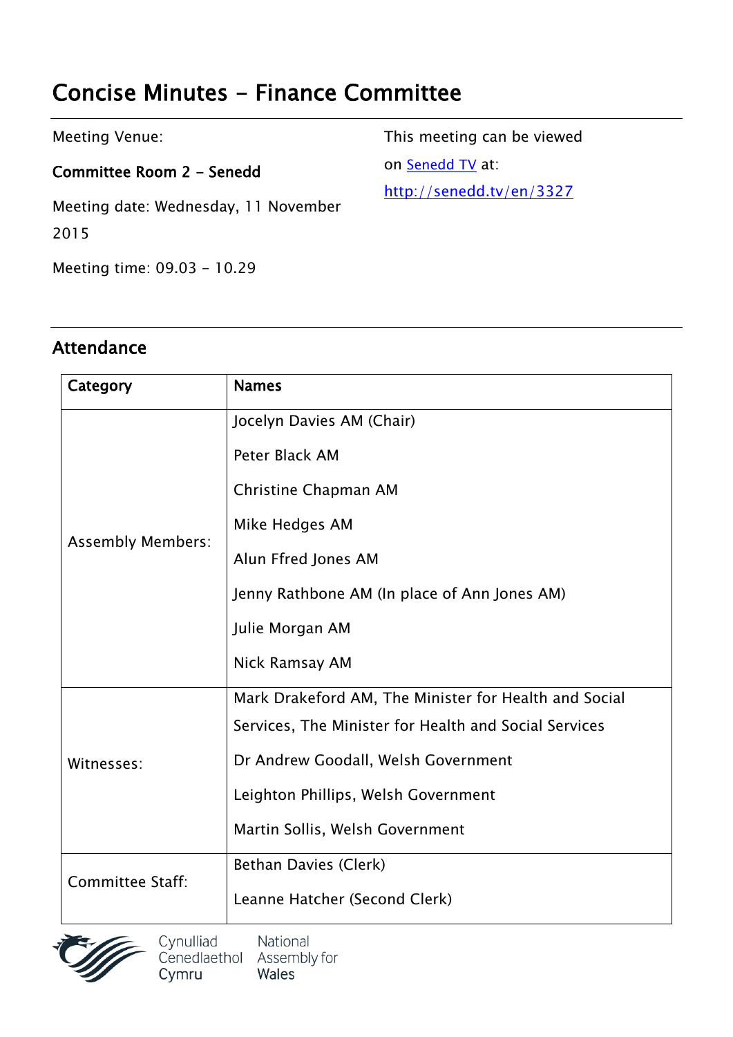# Concise Minutes - Finance Committee

Meeting Venue:

**Committee Room 2 - Senedd**

Meeting date: Wednesday, 11 November 2015

Meeting time: 09.03 - 10.29

This meeting can be viewed on [Senedd TV](http://senedd.tv/en/3327) at:
http://senedd.tv/en/3327

## Attendance

| Category | Names |
|---|---|
| Assembly Members: | Jocelyn Davies AM (Chair)<br>Peter Black AM<br>Christine Chapman AM<br>Mike Hedges AM<br>Alun Ffred Jones AM<br>Jenny Rathbone AM (In place of Ann Jones AM)<br>Julie Morgan AM<br>Nick Ramsay AM |
| Witnesses: | Mark Drakeford AM, The Minister for Health and Social Services, The Minister for Health and Social Services<br>Dr Andrew Goodall, Welsh Government<br>Leighton Phillips, Welsh Government<br>Martin Sollis, Welsh Government |
| Committee Staff: | Bethan Davies (Clerk)<br>Leanne Hatcher (Second Clerk) |

Cynulliad Cenedlaethol Cymru | National Assembly for Wales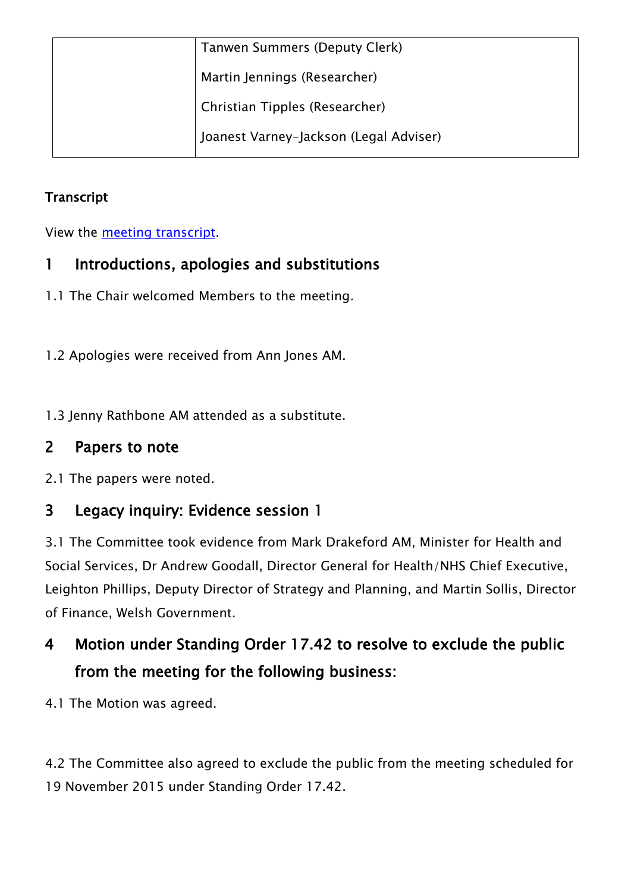| | |
|---|---|
| | Tanwen Summers (Deputy Clerk)<br>Martin Jennings (Researcher)<br>Christian Tipples (Researcher)<br>Joanest Varney-Jackson (Legal Adviser) |

**Transcript**

View the meeting transcript.

## 1 Introductions, apologies and substitutions

1.1 The Chair welcomed Members to the meeting.

1.2 Apologies were received from Ann Jones AM.

1.3 Jenny Rathbone AM attended as a substitute.

## 2 Papers to note

2.1 The papers were noted.

## 3 Legacy inquiry: Evidence session 1

3.1 The Committee took evidence from Mark Drakeford AM, Minister for Health and Social Services, Dr Andrew Goodall, Director General for Health/NHS Chief Executive, Leighton Phillips, Deputy Director of Strategy and Planning, and Martin Sollis, Director of Finance, Welsh Government.

## 4 Motion under Standing Order 17.42 to resolve to exclude the public from the meeting for the following business:

4.1 The Motion was agreed.

4.2 The Committee also agreed to exclude the public from the meeting scheduled for 19 November 2015 under Standing Order 17.42.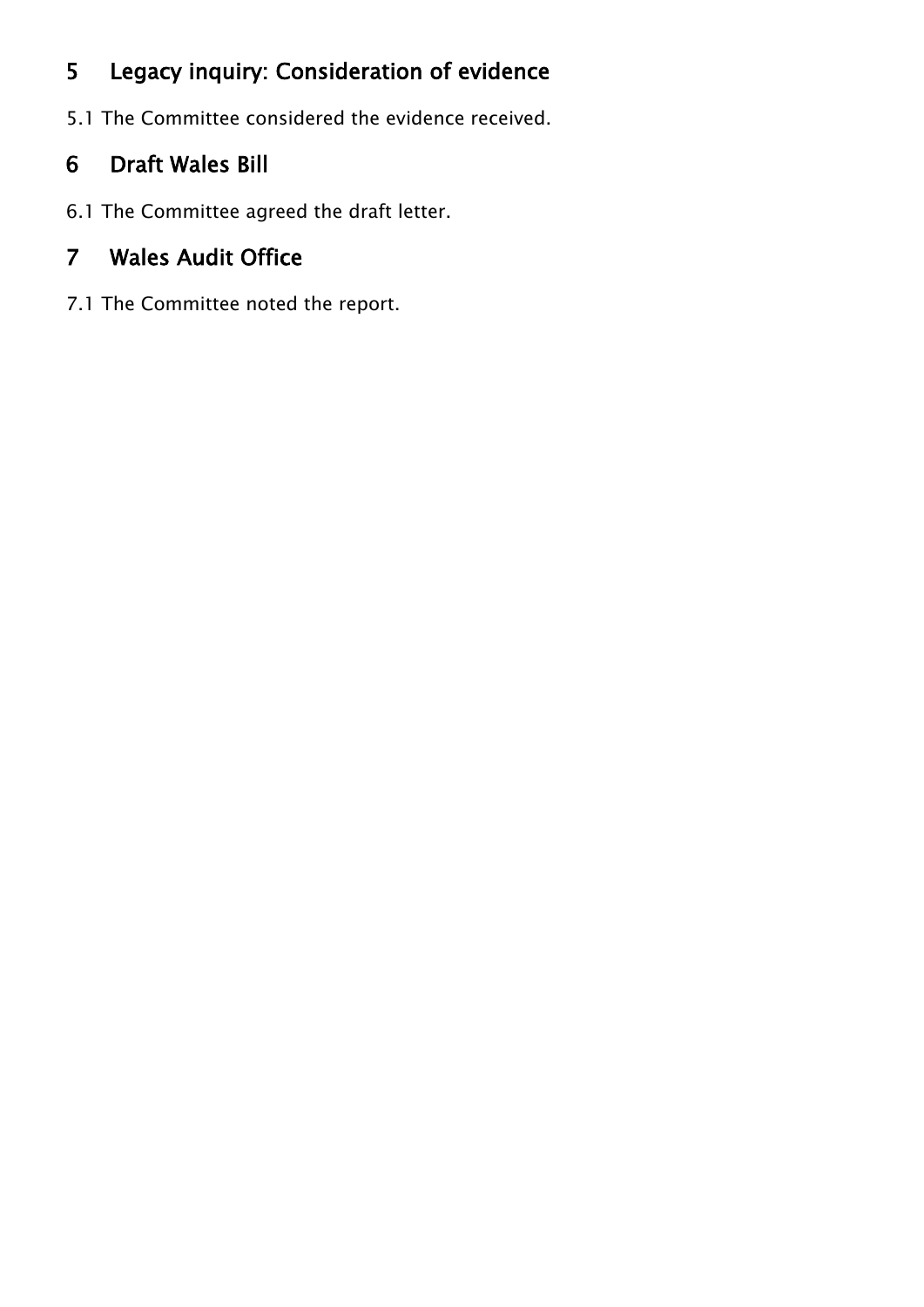## 5 Legacy inquiry: Consideration of evidence

5.1 The Committee considered the evidence received.

## 6 Draft Wales Bill

6.1 The Committee agreed the draft letter.

## 7 Wales Audit Office

7.1 The Committee noted the report.